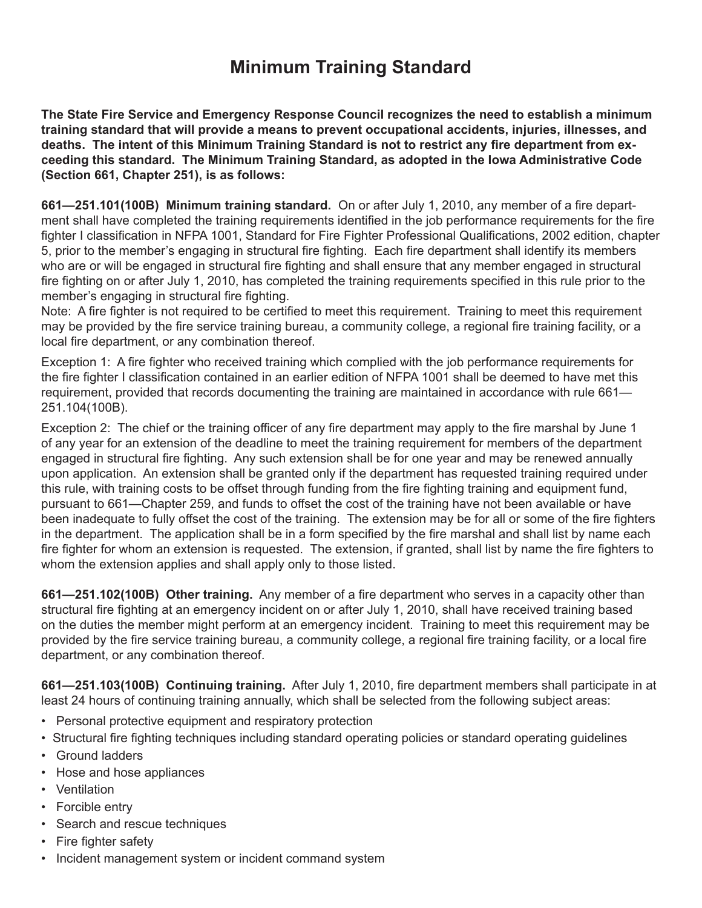# Minimum Training Standard

**The State Fire Service and Emergency Response Council recognizes the need to establish a minimum training standard that will provide a means to prevent occupational accidents, injuries, illnesses, and deaths. The intent of this Minimum Training Standard is not to restrict any fire department from exceeding this standard. The Minimum Training Standard, as adopted in the Iowa Administrative Code (Section 661, Chapter 251), is as follows:**

**661—251.101(100B) Minimum training standard.** On or after July 1, 2010, any member of a fire department shall have completed the training requirements identified in the job performance requirements for the fire fighter I classification in NFPA 1001, Standard for Fire Fighter Professional Qualifications, 2002 edition, chapter 5, prior to the member's engaging in structural fire fighting. Each fire department shall identify its members who are or will be engaged in structural fire fighting and shall ensure that any member engaged in structural fire fighting on or after July 1, 2010, has completed the training requirements specified in this rule prior to the member's engaging in structural fire fighting.

Note: A fire fighter is not required to be certified to meet this requirement. Training to meet this requirement may be provided by the fire service training bureau, a community college, a regional fire training facility, or a local fire department, or any combination thereof.

Exception 1: A fire fighter who received training which complied with the job performance requirements for the fire fighter I classification contained in an earlier edition of NFPA 1001 shall be deemed to have met this requirement, provided that records documenting the training are maintained in accordance with rule 661—251.104(100B).

Exception 2: The chief or the training officer of any fire department may apply to the fire marshal by June 1 of any year for an extension of the deadline to meet the training requirement for members of the department engaged in structural fire fighting. Any such extension shall be for one year and may be renewed annually upon application. An extension shall be granted only if the department has requested training required under this rule, with training costs to be offset through funding from the fire fighting training and equipment fund, pursuant to 661—Chapter 259, and funds to offset the cost of the training have not been available or have been inadequate to fully offset the cost of the training. The extension may be for all or some of the fire fighters in the department. The application shall be in a form specified by the fire marshal and shall list by name each fire fighter for whom an extension is requested. The extension, if granted, shall list by name the fire fighters to whom the extension applies and shall apply only to those listed.

**661—251.102(100B) Other training.** Any member of a fire department who serves in a capacity other than structural fire fighting at an emergency incident on or after July 1, 2010, shall have received training based on the duties the member might perform at an emergency incident. Training to meet this requirement may be provided by the fire service training bureau, a community college, a regional fire training facility, or a local fire department, or any combination thereof.

**661—251.103(100B) Continuing training.** After July 1, 2010, fire department members shall participate in at least 24 hours of continuing training annually, which shall be selected from the following subject areas:

- Personal protective equipment and respiratory protection
- Structural fire fighting techniques including standard operating policies or standard operating guidelines
- Ground ladders
- Hose and hose appliances
- Ventilation
- Forcible entry
- Search and rescue techniques
- Fire fighter safety
- Incident management system or incident command system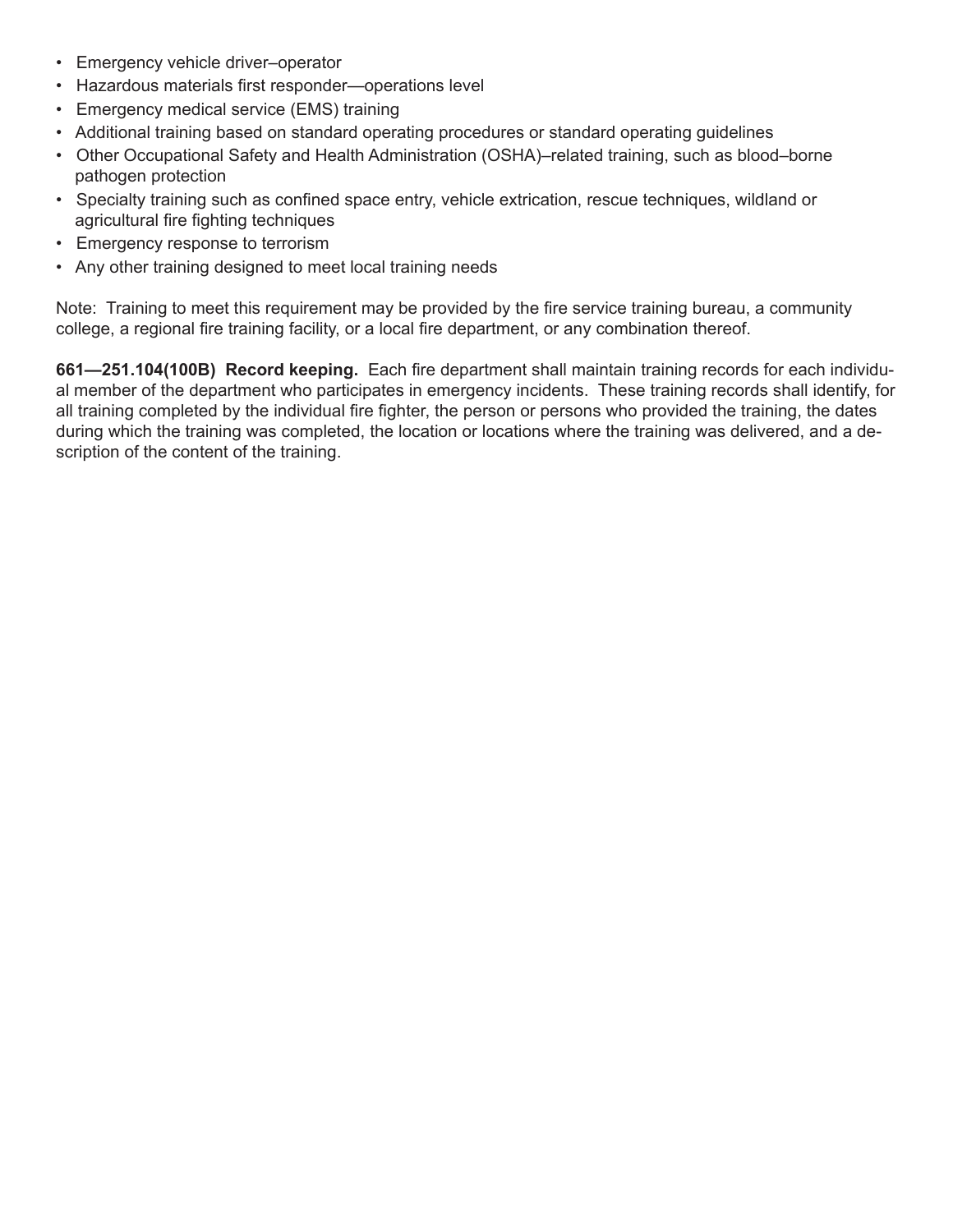- Emergency vehicle driver–operator
- Hazardous materials first responder—operations level
- Emergency medical service (EMS) training
- Additional training based on standard operating procedures or standard operating guidelines
- Other Occupational Safety and Health Administration (OSHA)–related training, such as blood–borne pathogen protection
- Specialty training such as confined space entry, vehicle extrication, rescue techniques, wildland or agricultural fire fighting techniques
- Emergency response to terrorism
- Any other training designed to meet local training needs

Note: Training to meet this requirement may be provided by the fire service training bureau, a community college, a regional fire training facility, or a local fire department, or any combination thereof.

**661—251.104(100B) Record keeping.** Each fire department shall maintain training records for each individual member of the department who participates in emergency incidents. These training records shall identify, for all training completed by the individual fire fighter, the person or persons who provided the training, the dates during which the training was completed, the location or locations where the training was delivered, and a description of the content of the training.